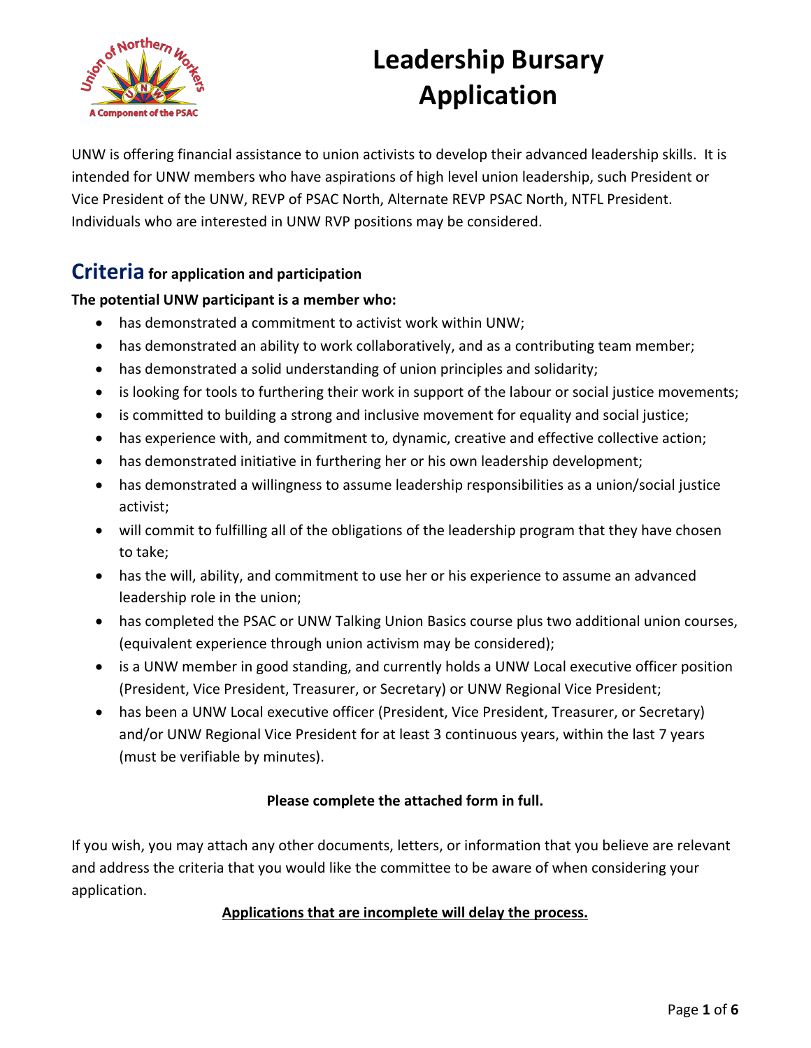# Leadership Bursary Application

UNW is offering financial assistance to union activists to develop their advanced leadership skills. It is intended for UNW members who have aspirations of high level union leadership, such President or Vice President of the UNW, REVP of PSAC North, Alternate REVP PSAC North, NTFL President. Individuals who are interested in UNW RVP positions may be considered.

## Criteria for application and participation

**The potential UNW participant is a member who:**

- has demonstrated a commitment to activist work within UNW;
- has demonstrated an ability to work collaboratively, and as a contributing team member;
- has demonstrated a solid understanding of union principles and solidarity;
- is looking for tools to furthering their work in support of the labour or social justice movements;
- is committed to building a strong and inclusive movement for equality and social justice;
- has experience with, and commitment to, dynamic, creative and effective collective action;
- has demonstrated initiative in furthering her or his own leadership development;
- has demonstrated a willingness to assume leadership responsibilities as a union/social justice activist;
- will commit to fulfilling all of the obligations of the leadership program that they have chosen to take;
- has the will, ability, and commitment to use her or his experience to assume an advanced leadership role in the union;
- has completed the PSAC or UNW Talking Union Basics course plus two additional union courses, (equivalent experience through union activism may be considered);
- is a UNW member in good standing, and currently holds a UNW Local executive officer position (President, Vice President, Treasurer, or Secretary) or UNW Regional Vice President;
- has been a UNW Local executive officer (President, Vice President, Treasurer, or Secretary) and/or UNW Regional Vice President for at least 3 continuous years, within the last 7 years (must be verifiable by minutes).

**Please complete the attached form in full.**

If you wish, you may attach any other documents, letters, or information that you believe are relevant and address the criteria that you would like the committee to be aware of when considering your application.

**Applications that are incomplete will delay the process.**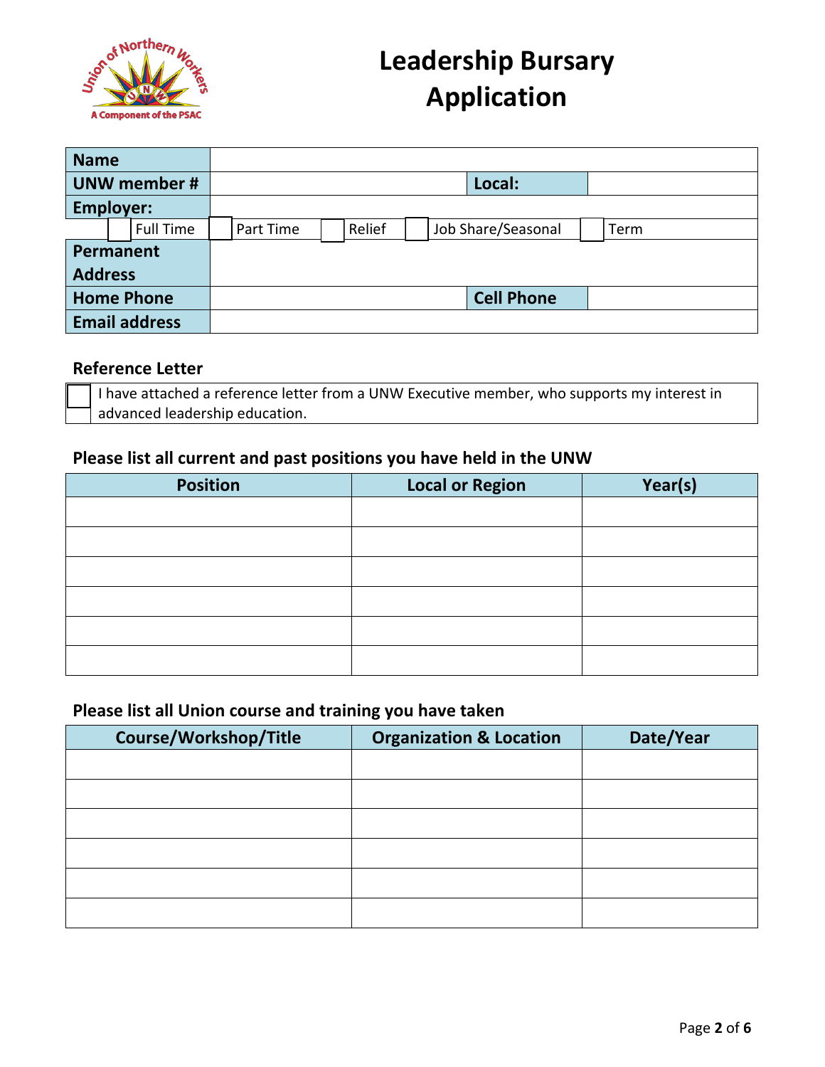# Leadership Bursary Application

| Name | | | |
|---|---|---|---|
| UNW member # | | Local: | |
| Employer: | | | |
| ☐ Full Time ☐ Part Time ☐ Relief ☐ Job Share/Seasonal ☐ Term | | | |
| Permanent Address | | | |
| Home Phone | | Cell Phone | |
| Email address | | | |

### Reference Letter

☐ I have attached a reference letter from a UNW Executive member, who supports my interest in advanced leadership education.

### Please list all current and past positions you have held in the UNW

| Position | Local or Region | Year(s) |
|---|---|---|
| | | |
| | | |
| | | |
| | | |
| | | |
| | | |

### Please list all Union course and training you have taken

| Course/Workshop/Title | Organization & Location | Date/Year |
|---|---|---|
| | | |
| | | |
| | | |
| | | |
| | | |
| | | |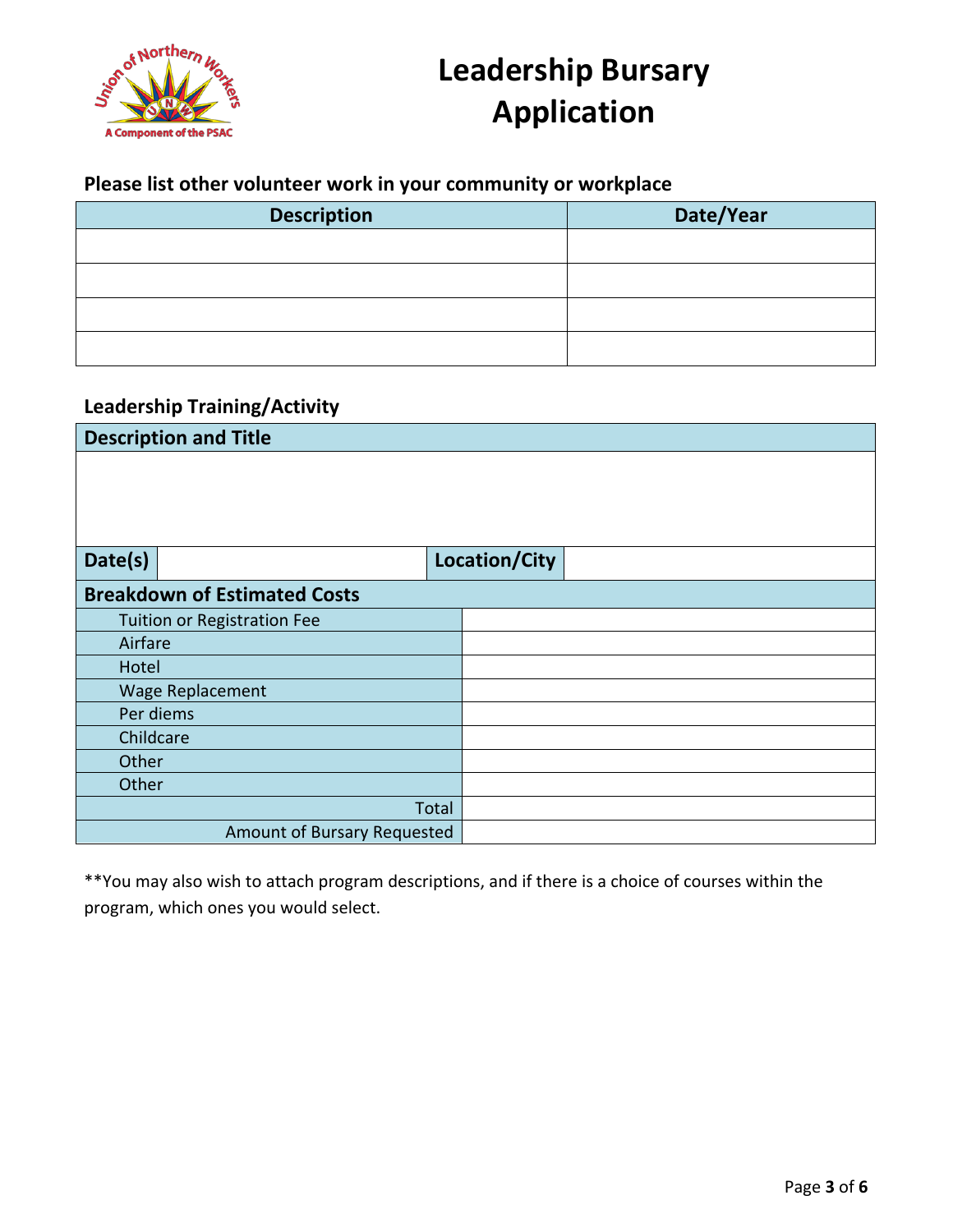# Leadership Bursary Application

## Please list other volunteer work in your community or workplace

| Description | Date/Year |
|---|---|
| | |
| | |
| | |
| | |

## Leadership Training/Activity

| Description and Title | | | |
|---|---|---|---|
| | | | |
| **Date(s)** | | **Location/City** | |

| Breakdown of Estimated Costs | |
|---|---|
| Tuition or Registration Fee | |
| Airfare | |
| Hotel | |
| Wage Replacement | |
| Per diems | |
| Childcare | |
| Other | |
| Other | |
| Total | |
| Amount of Bursary Requested | |

**You may also wish to attach program descriptions, and if there is a choice of courses within the program, which ones you would select.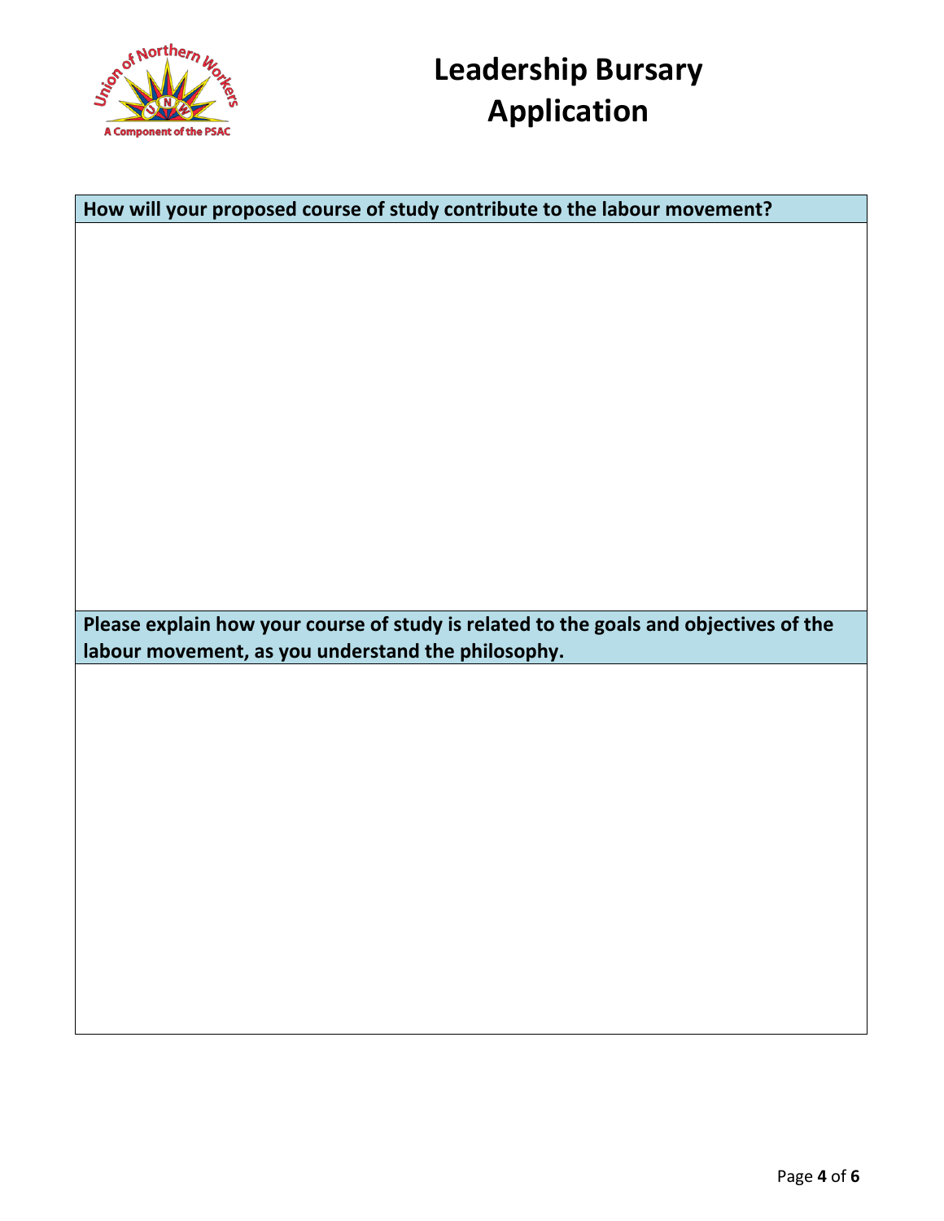# Leadership Bursary Application

| How will your proposed course of study contribute to the labour movement? |
| --- |
| |

| Please explain how your course of study is related to the goals and objectives of the labour movement, as you understand the philosophy. |
| --- |
| |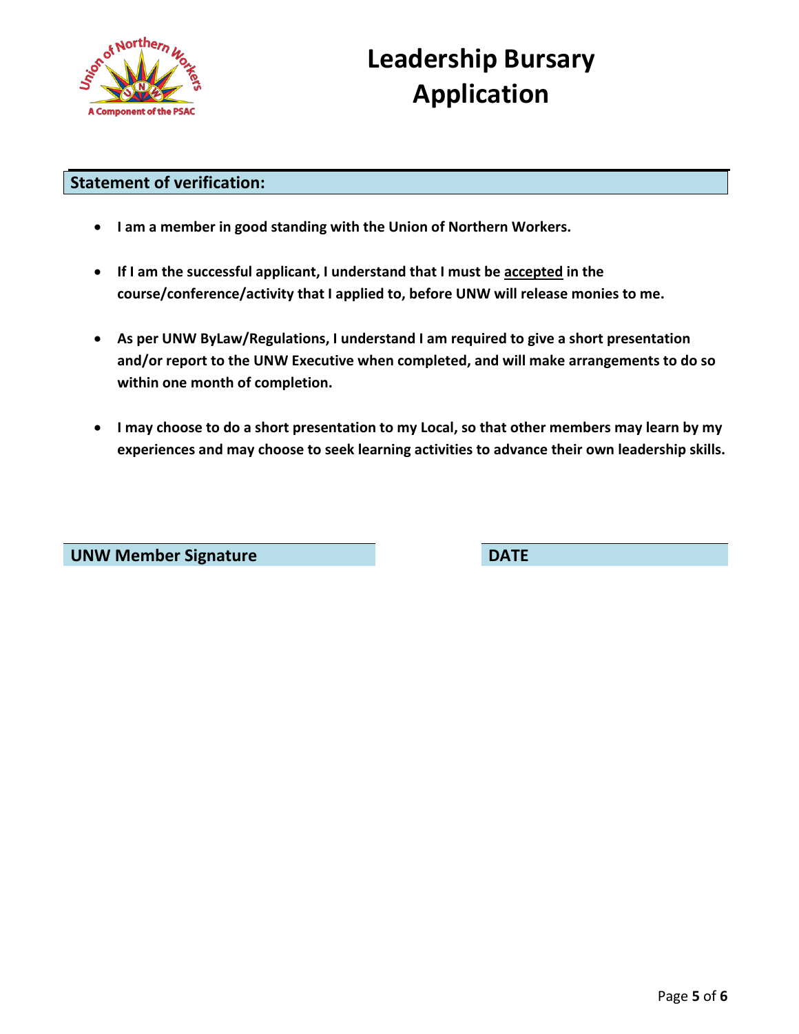# Leadership Bursary Application

## Statement of verification:

- **I am a member in good standing with the Union of Northern Workers.**
- **If I am the successful applicant, I understand that I must be <u>accepted</u> in the course/conference/activity that I applied to, before UNW will release monies to me.**
- **As per UNW ByLaw/Regulations, I understand I am required to give a short presentation and/or report to the UNW Executive when completed, and will make arrangements to do so within one month of completion.**
- **I may choose to do a short presentation to my Local, so that other members may learn by my experiences and may choose to seek learning activities to advance their own leadership skills.**

| UNW Member Signature | DATE |
|---|---|
| | |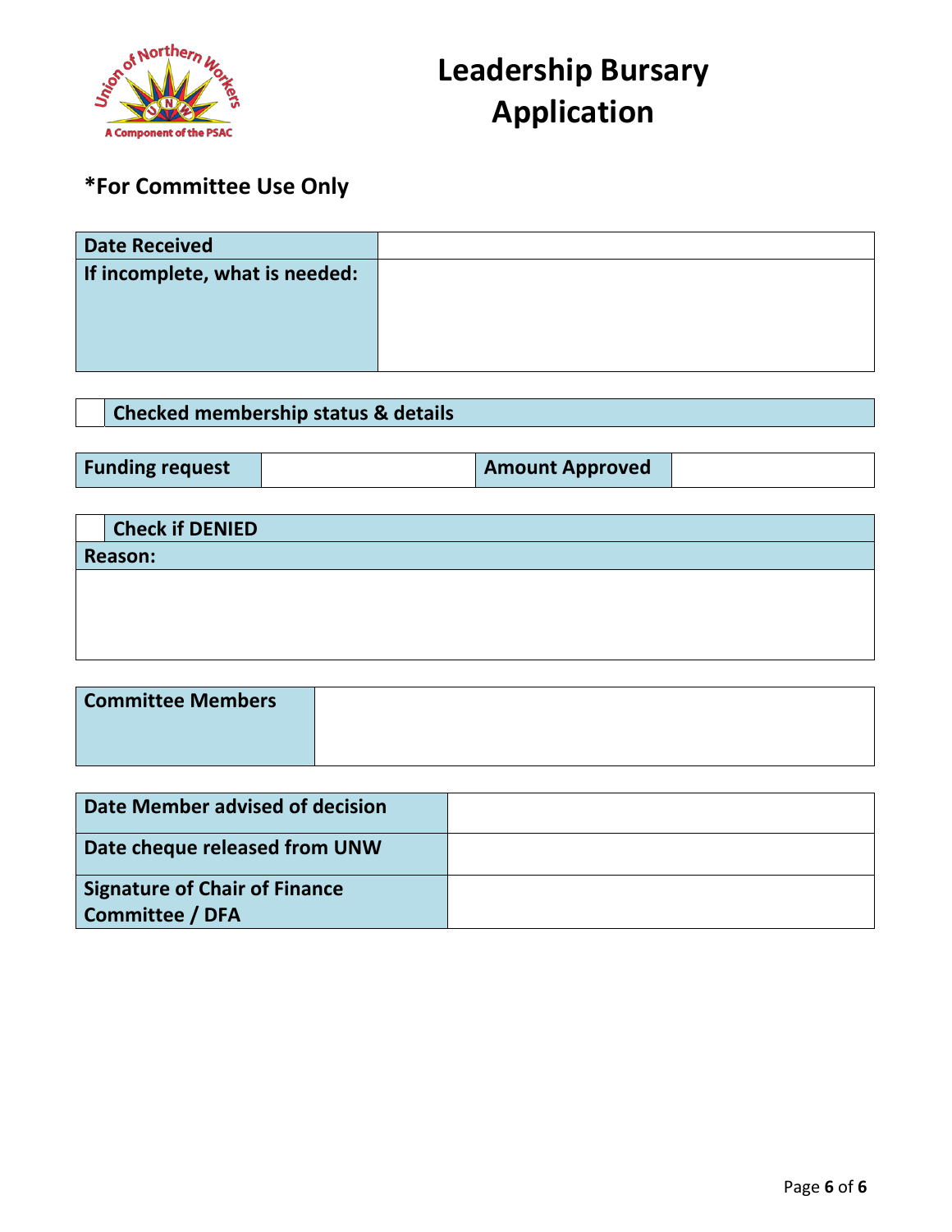# Leadership Bursary Application

## *For Committee Use Only

| | |
|---|---|
| **Date Received** | |
| **If incomplete, what is needed:** | |

| | |
|---|---|
| ☐ | **Checked membership status & details** |

| | | | |
|---|---|---|---|
| **Funding request** | | **Amount Approved** | |

| | |
|---|---|
| ☐ | **Check if DENIED** |
| **Reason:** | |
| | |

| | |
|---|---|
| **Committee Members** | |

| | |
|---|---|
| **Date Member advised of decision** | |
| **Date cheque released from UNW** | |
| **Signature of Chair of Finance Committee / DFA** | |